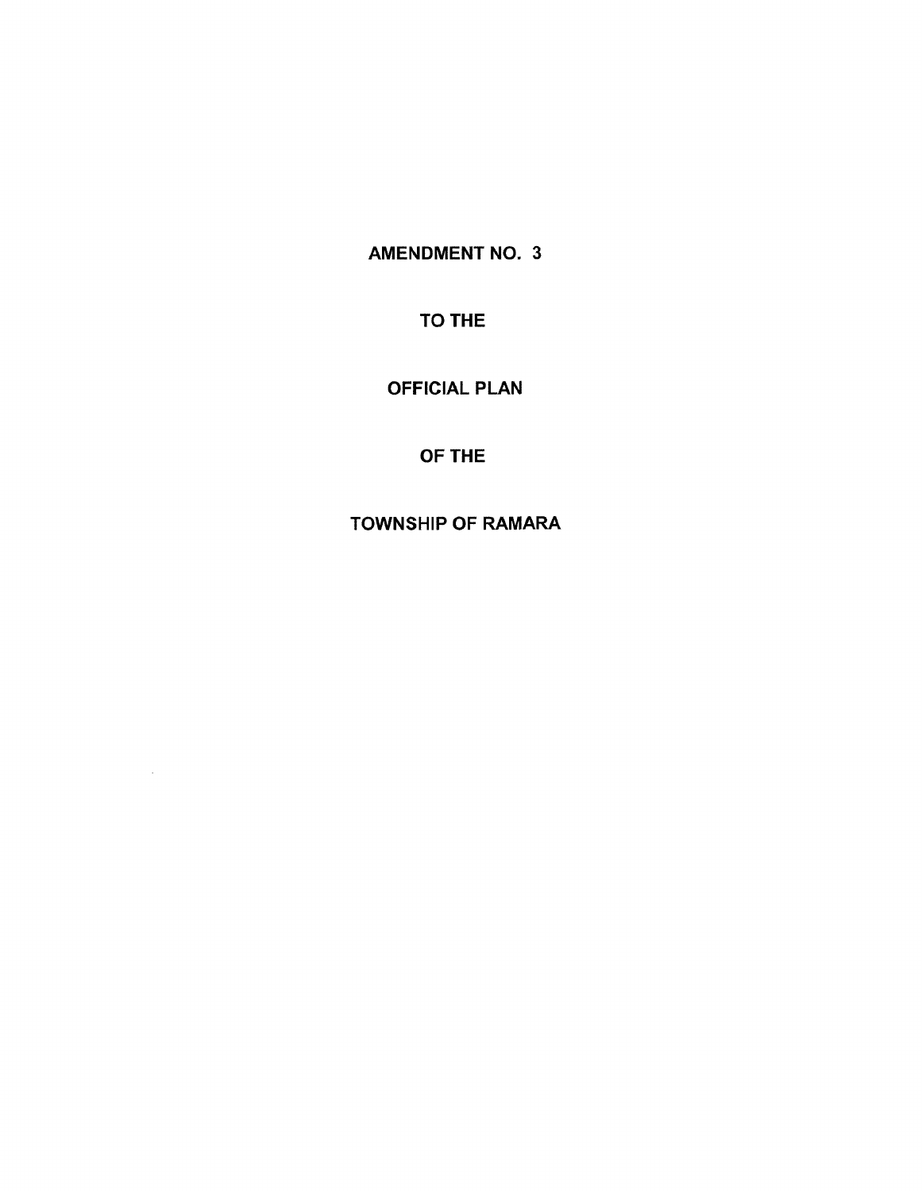# AMENDMENT NO. 3

# TO THE

# OFFICIAL PLAN

# OF THE

# TOWNSHIP OF RAMARA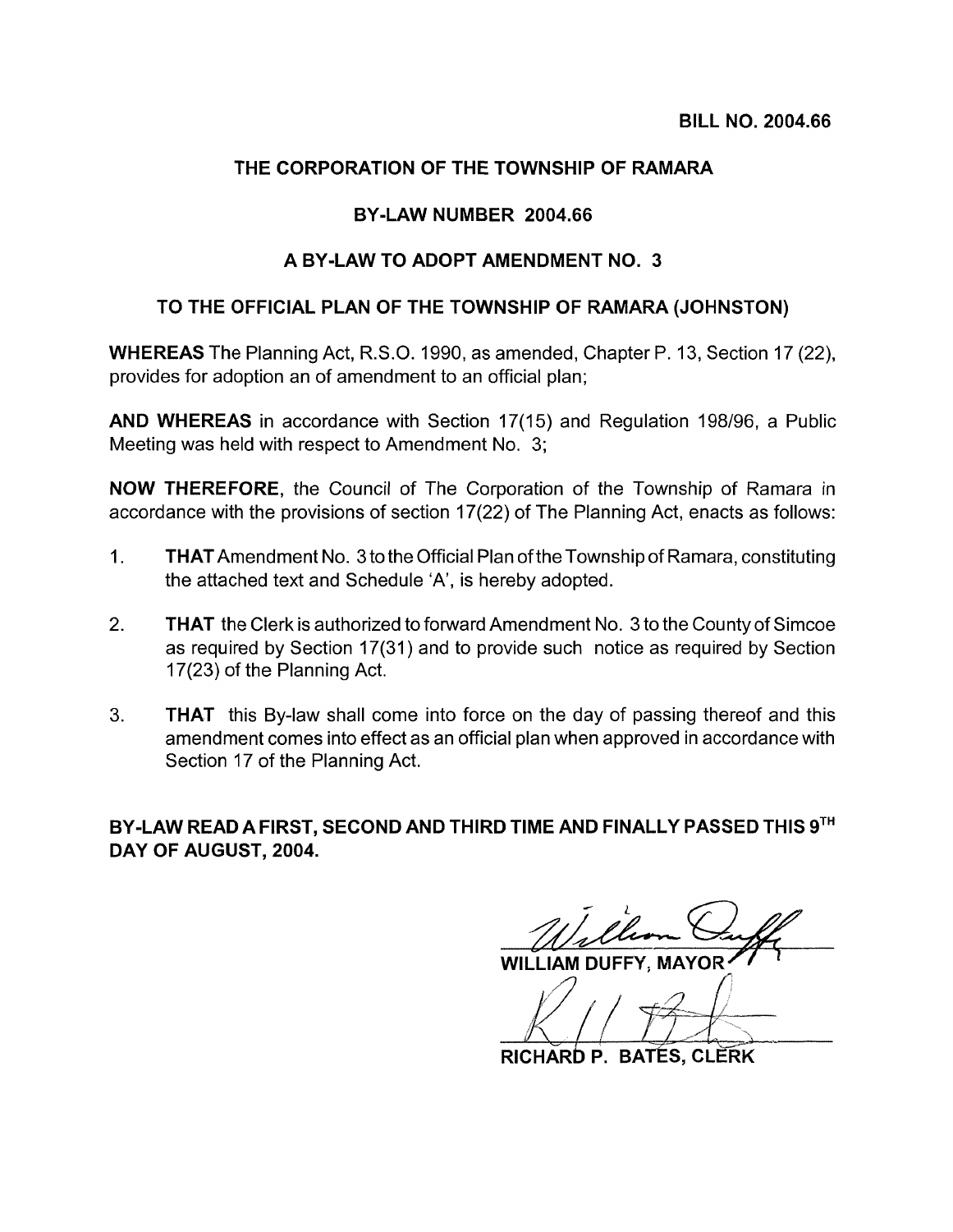**BILL NO. 2004.66**

# THE CORPORATION OF THE TOWNSHIP OF RAMARA

## BY-LAW NUMBER 2004.66

## A BY-LAW TO ADOPT AMENDMENT NO. 3

## TO THE OFFICIAL PLAN OF THE TOWNSHIP OF RAMARA (JOHNSTON)

**WHEREAS** The Planning Act, R.S.O. 1990, as amended, Chapter P. 13, Section 17 (22), provides for adoption an of amendment to an official plan;

**AND WHEREAS** in accordance with Section 17(15) and Regulation 198/96, a Public Meeting was held with respect to Amendment No. 3;

**NOW THEREFORE**, the Council of The Corporation of the Township of Ramara in accordance with the provisions of section 17(22) of The Planning Act, enacts as follows:

1. **THAT** Amendment No. 3 to the Official Plan of the Township of Ramara, constituting the attached text and Schedule 'A', is hereby adopted.

2. **THAT** the Clerk is authorized to forward Amendment No. 3 to the County of Simcoe as required by Section 17(31) and to provide such notice as required by Section 17(23) of the Planning Act.

3. **THAT** this By-law shall come into force on the day of passing thereof and this amendment comes into effect as an official plan when approved in accordance with Section 17 of the Planning Act.

**BY-LAW READ A FIRST, SECOND AND THIRD TIME AND FINALLY PASSED THIS 9TH DAY OF AUGUST, 2004.**

WILLIAM DUFFY, MAYOR

RICHARD P. BATES, CLERK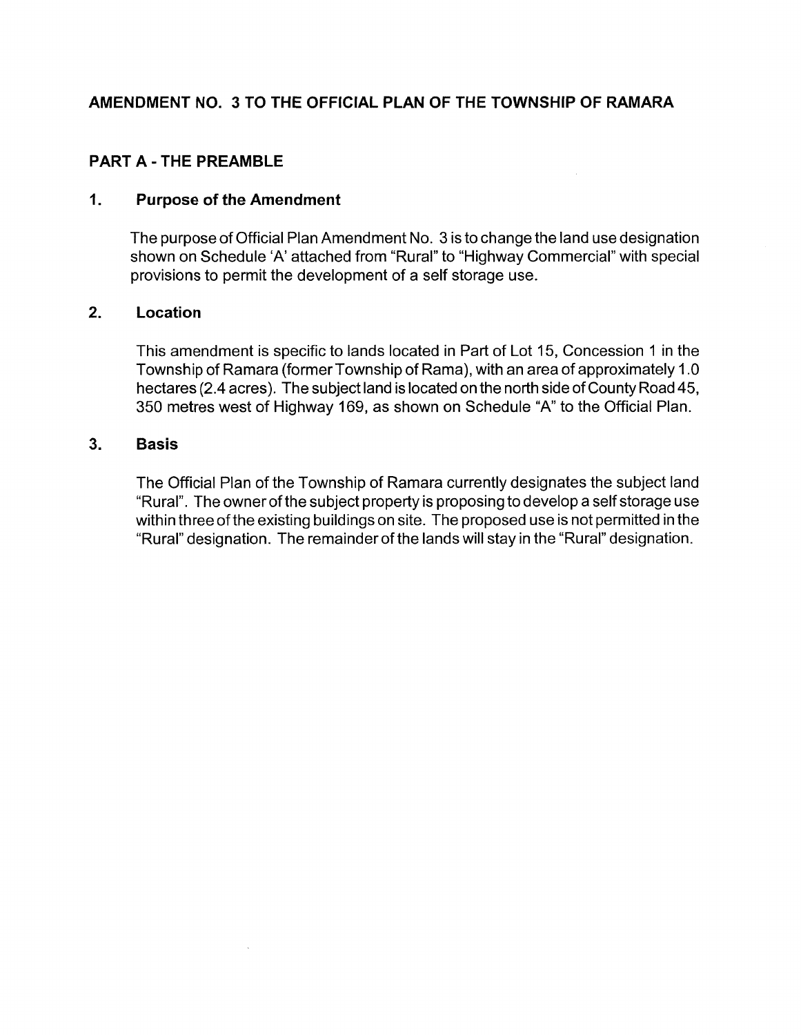# AMENDMENT NO. 3 TO THE OFFICIAL PLAN OF THE TOWNSHIP OF RAMARA

## PART A - THE PREAMBLE

### 1. Purpose of the Amendment

The purpose of Official Plan Amendment No. 3 is to change the land use designation shown on Schedule 'A' attached from "Rural" to "Highway Commercial" with special provisions to permit the development of a self storage use.

### 2. Location

This amendment is specific to lands located in Part of Lot 15, Concession 1 in the Township of Ramara (former Township of Rama), with an area of approximately 1.0 hectares (2.4 acres). The subject land is located on the north side of County Road 45, 350 metres west of Highway 169, as shown on Schedule "A" to the Official Plan.

### 3. Basis

The Official Plan of the Township of Ramara currently designates the subject land "Rural". The owner of the subject property is proposing to develop a self storage use within three of the existing buildings on site. The proposed use is not permitted in the "Rural" designation. The remainder of the lands will stay in the "Rural" designation.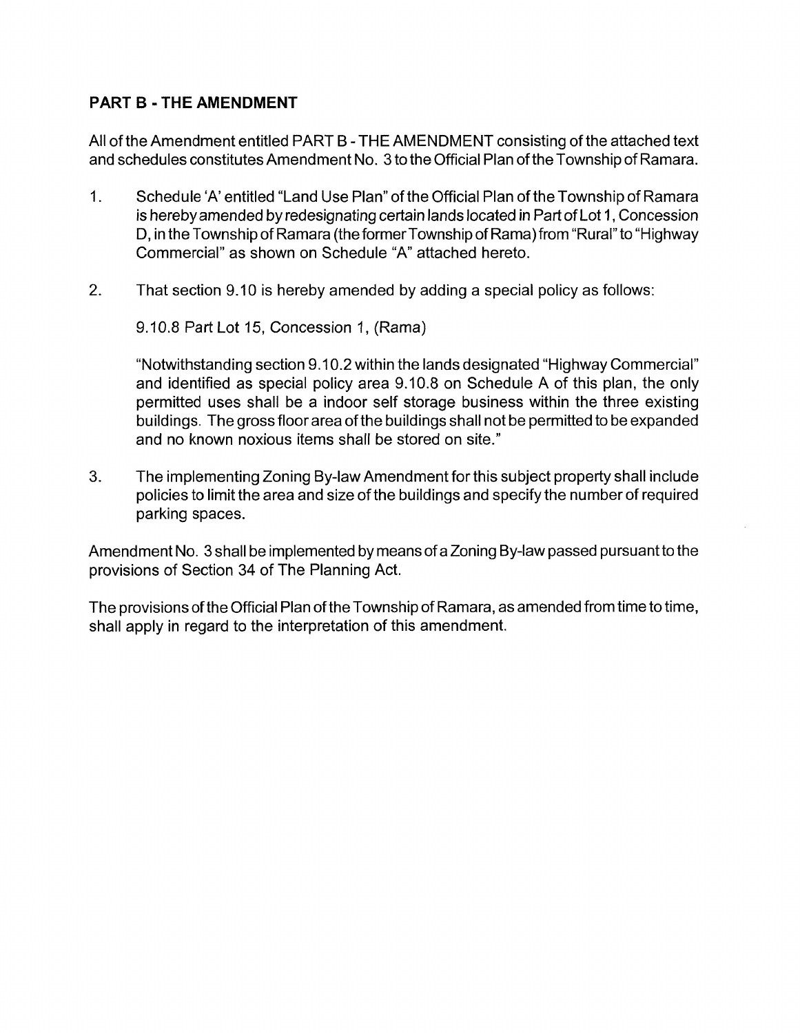## PART B - THE AMENDMENT

All of the Amendment entitled PART B - THE AMENDMENT consisting of the attached text and schedules constitutes Amendment No. 3 to the Official Plan of the Township of Ramara.

1. Schedule 'A' entitled "Land Use Plan" of the Official Plan of the Township of Ramara is hereby amended by redesignating certain lands located in Part of Lot 1, Concession D, in the Township of Ramara (the former Township of Rama) from "Rural" to "Highway Commercial" as shown on Schedule "A" attached hereto.

2. That section 9.10 is hereby amended by adding a special policy as follows:

   9.10.8 Part Lot 15, Concession 1, (Rama)

   "Notwithstanding section 9.10.2 within the lands designated "Highway Commercial" and identified as special policy area 9.10.8 on Schedule A of this plan, the only permitted uses shall be a indoor self storage business within the three existing buildings. The gross floor area of the buildings shall not be permitted to be expanded and no known noxious items shall be stored on site."

3. The implementing Zoning By-law Amendment for this subject property shall include policies to limit the area and size of the buildings and specify the number of required parking spaces.

Amendment No. 3 shall be implemented by means of a Zoning By-law passed pursuant to the provisions of Section 34 of The Planning Act.

The provisions of the Official Plan of the Township of Ramara, as amended from time to time, shall apply in regard to the interpretation of this amendment.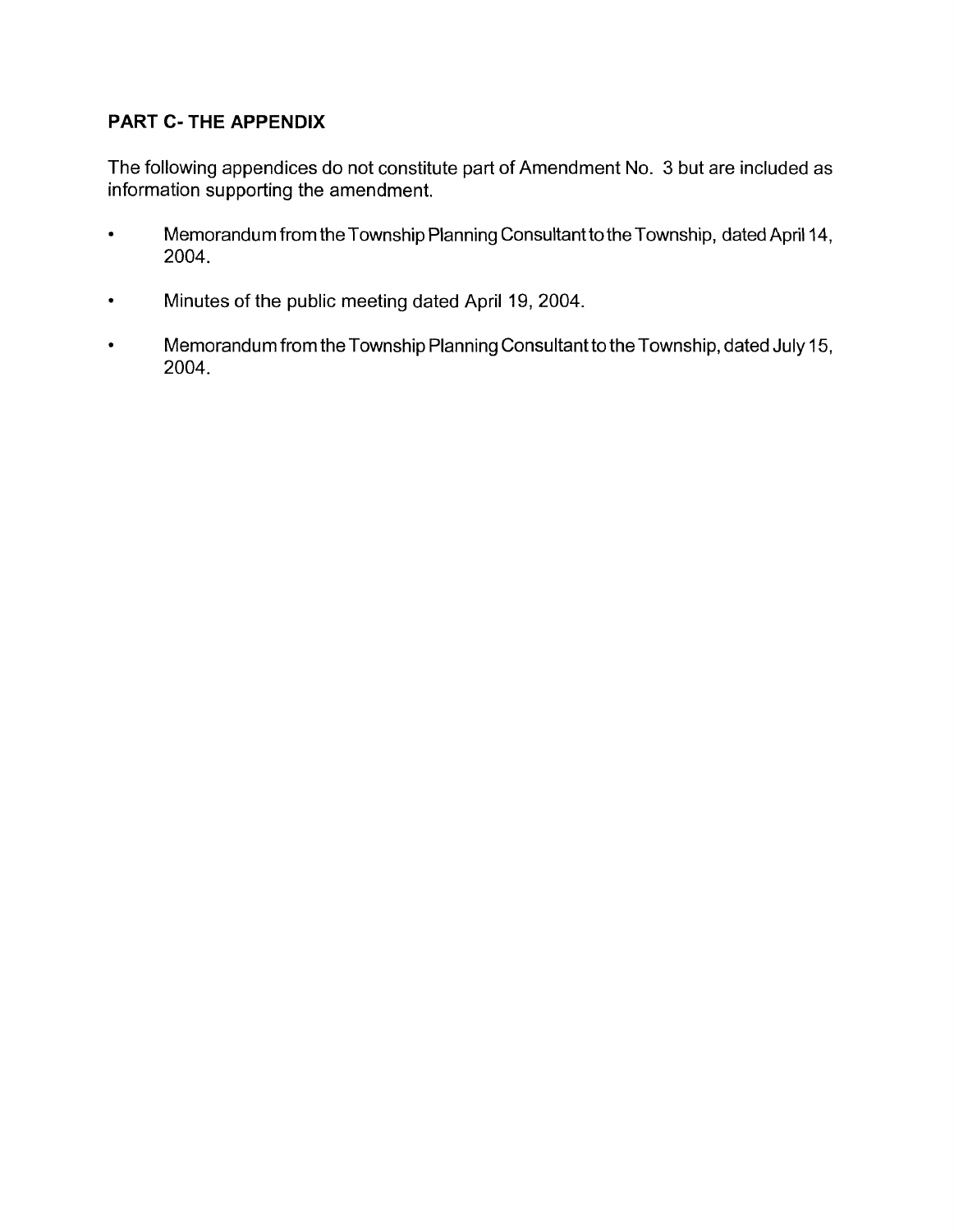## PART C- THE APPENDIX

The following appendices do not constitute part of Amendment No. 3 but are included as information supporting the amendment.

- Memorandum from the Township Planning Consultant to the Township, dated April 14, 2004.
- Minutes of the public meeting dated April 19, 2004.
- Memorandum from the Township Planning Consultant to the Township, dated July 15, 2004.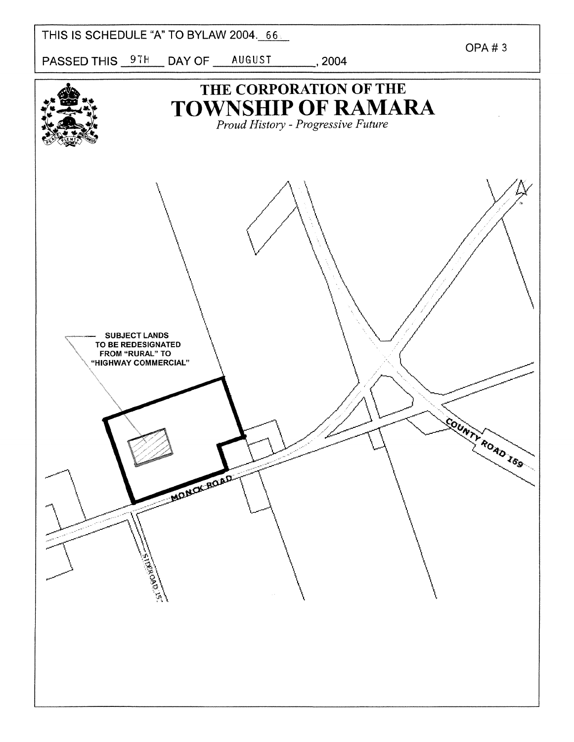THIS IS SCHEDULE "A" TO BYLAW 2004. 66

PASSED THIS 9TH DAY OF AUGUST, 2004

OPA # 3

# THE CORPORATION OF THE TOWNSHIP OF RAMARA

*Proud History - Progressive Future*

SUBJECT LANDS TO BE REDESIGNATED FROM "RURAL" TO "HIGHWAY COMMERCIAL"

MONCK ROAD

COUNTY ROAD 169

SIDEROAD 15